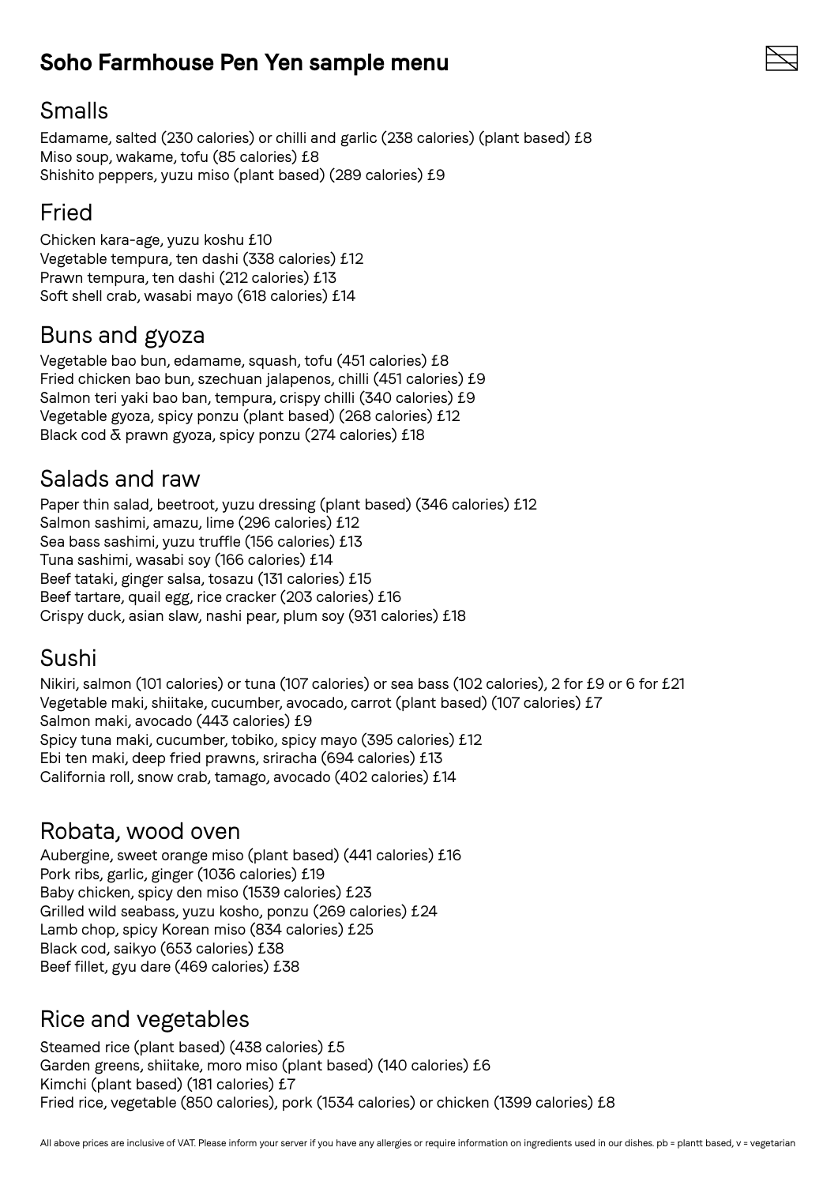# Soho Farmhouse Pen Yen sample menu

## Smalls

Edamame, salted (230 calories) or chilli and garlic (238 calories) (plant based) £8
Miso soup, wakame, tofu (85 calories) £8
Shishito peppers, yuzu miso (plant based) (289 calories) £9

## Fried

Chicken kara-age, yuzu koshu £10
Vegetable tempura, ten dashi (338 calories) £12
Prawn tempura, ten dashi (212 calories) £13
Soft shell crab, wasabi mayo (618 calories) £14

## Buns and gyoza

Vegetable bao bun, edamame, squash, tofu (451 calories) £8
Fried chicken bao bun, szechuan jalapenos, chilli (451 calories) £9
Salmon teri yaki bao ban, tempura, crispy chilli (340 calories) £9
Vegetable gyoza, spicy ponzu (plant based) (268 calories) £12
Black cod & prawn gyoza, spicy ponzu (274 calories) £18

## Salads and raw

Paper thin salad, beetroot, yuzu dressing (plant based) (346 calories) £12
Salmon sashimi, amazu, lime (296 calories) £12
Sea bass sashimi, yuzu truffle (156 calories) £13
Tuna sashimi, wasabi soy (166 calories) £14
Beef tataki, ginger salsa, tosazu (131 calories) £15
Beef tartare, quail egg, rice cracker (203 calories) £16
Crispy duck, asian slaw, nashi pear, plum soy (931 calories) £18

## Sushi

Nikiri, salmon (101 calories) or tuna (107 calories) or sea bass (102 calories), 2 for £9 or 6 for £21
Vegetable maki, shiitake, cucumber, avocado, carrot (plant based) (107 calories) £7
Salmon maki, avocado (443 calories) £9
Spicy tuna maki, cucumber, tobiko, spicy mayo (395 calories) £12
Ebi ten maki, deep fried prawns, sriracha (694 calories) £13
California roll, snow crab, tamago, avocado (402 calories) £14

## Robata, wood oven

Aubergine, sweet orange miso (plant based) (441 calories) £16
Pork ribs, garlic, ginger (1036 calories) £19
Baby chicken, spicy den miso (1539 calories) £23
Grilled wild seabass, yuzu kosho, ponzu (269 calories) £24
Lamb chop, spicy Korean miso (834 calories) £25
Black cod, saikyo (653 calories) £38
Beef fillet, gyu dare (469 calories) £38

## Rice and vegetables

Steamed rice (plant based) (438 calories) £5
Garden greens, shiitake, moro miso (plant based) (140 calories) £6
Kimchi (plant based) (181 calories) £7
Fried rice, vegetable (850 calories), pork (1534 calories) or chicken (1399 calories) £8

All above prices are inclusive of VAT. Please inform your server if you have any allergies or require information on ingredients used in our dishes. pb = plantt based, v = vegetarian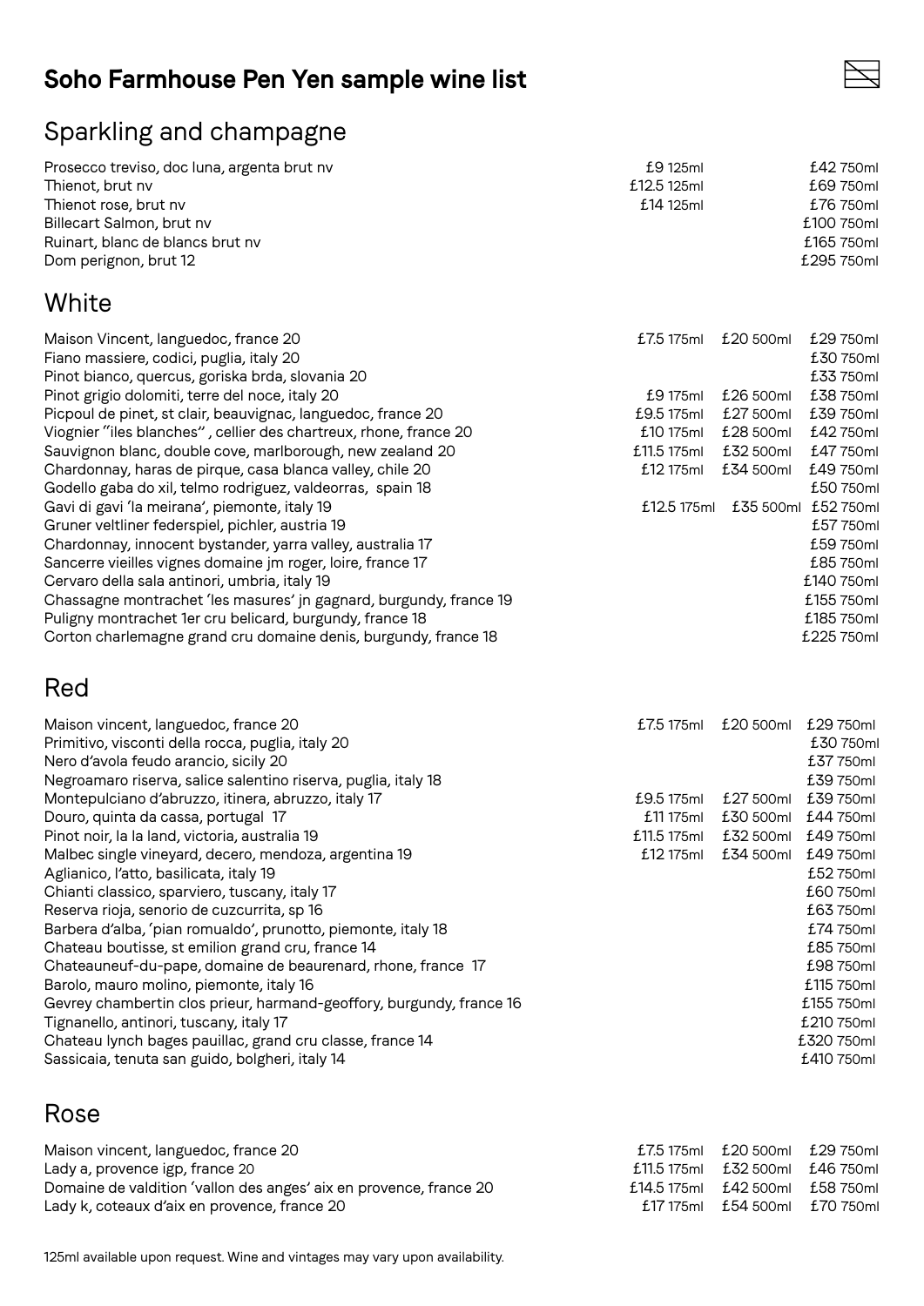# Soho Farmhouse Pen Yen sample wine list

## Sparkling and champagne

| | | | |
|---|---|---|---|
| Prosecco treviso, doc luna, argenta brut nv | £9 125ml | | £42 750ml |
| Thienot, brut nv | £12.5 125ml | | £69 750ml |
| Thienot rose, brut nv | £14 125ml | | £76 750ml |
| Billecart Salmon, brut nv | | | £100 750ml |
| Ruinart, blanc de blancs brut nv | | | £165 750ml |
| Dom perignon, brut 12 | | | £295 750ml |

## White

| | | | |
|---|---|---|---|
| Maison Vincent, languedoc, france 20 | £7.5 175ml | £20 500ml | £29 750ml |
| Fiano massiere, codici, puglia, italy 20 | | | £30 750ml |
| Pinot bianco, quercus, goriska brda, slovania 20 | | | £33 750ml |
| Pinot grigio dolomiti, terre del noce, italy 20 | £9 175ml | £26 500ml | £38 750ml |
| Picpoul de pinet, st clair, beauvignac, languedoc, france 20 | £9.5 175ml | £27 500ml | £39 750ml |
| Viognier "iles blanches" , cellier des chartreux, rhone, france 20 | £10 175ml | £28 500ml | £42 750ml |
| Sauvignon blanc, double cove, marlborough, new zealand 20 | £11.5 175ml | £32 500ml | £47 750ml |
| Chardonnay, haras de pirque, casa blanca valley, chile 20 | £12 175ml | £34 500ml | £49 750ml |
| Godello gaba do xil, telmo rodriguez, valdeorras, spain 18 | | | £50 750ml |
| Gavi di gavi 'la meirana', piemonte, italy 19 | £12.5 175ml | £35 500ml | £52 750ml |
| Gruner veltliner federspiel, pichler, austria 19 | | | £57 750ml |
| Chardonnay, innocent bystander, yarra valley, australia 17 | | | £59 750ml |
| Sancerre vieilles vignes domaine jm roger, loire, france 17 | | | £85 750ml |
| Cervaro della sala antinori, umbria, italy 19 | | | £140 750ml |
| Chassagne montrachet 'les masures' jn gagnard, burgundy, france 19 | | | £155 750ml |
| Puligny montrachet 1er cru belicard, burgundy, france 18 | | | £185 750ml |
| Corton charlemagne grand cru domaine denis, burgundy, france 18 | | | £225 750ml |

## Red

| | | | |
|---|---|---|---|
| Maison vincent, languedoc, france 20 | £7.5 175ml | £20 500ml | £29 750ml |
| Primitivo, visconti della rocca, puglia, italy 20 | | | £30 750ml |
| Nero d'avola feudo arancio, sicily 20 | | | £37 750ml |
| Negroamaro riserva, salice salentino riserva, puglia, italy 18 | | | £39 750ml |
| Montepulciano d'abruzzo, itinera, abruzzo, italy 17 | £9.5 175ml | £27 500ml | £39 750ml |
| Douro, quinta da cassa, portugal 17 | £11 175ml | £30 500ml | £44 750ml |
| Pinot noir, la la land, victoria, australia 19 | £11.5 175ml | £32 500ml | £49 750ml |
| Malbec single vineyard, decero, mendoza, argentina 19 | £12 175ml | £34 500ml | £49 750ml |
| Aglianico, l'atto, basilicata, italy 19 | | | £52 750ml |
| Chianti classico, sparviero, tuscany, italy 17 | | | £60 750ml |
| Reserva rioja, senorio de cuzcurrita, sp 16 | | | £63 750ml |
| Barbera d'alba, 'pian romualdo', prunotto, piemonte, italy 18 | | | £74 750ml |
| Chateau boutisse, st emilion grand cru, france 14 | | | £85 750ml |
| Chateauneuf-du-pape, domaine de beaurenard, rhone, france 17 | | | £98 750ml |
| Barolo, mauro molino, piemonte, italy 16 | | | £115 750ml |
| Gevrey chambertin clos prieur, harmand-geoffory, burgundy, france 16 | | | £155 750ml |
| Tignanello, antinori, tuscany, italy 17 | | | £210 750ml |
| Chateau lynch bages pauillac, grand cru classe, france 14 | | | £320 750ml |
| Sassicaia, tenuta san guido, bolgheri, italy 14 | | | £410 750ml |

## Rose

| | | | |
|---|---|---|---|
| Maison vincent, languedoc, france 20 | £7.5 175ml | £20 500ml | £29 750ml |
| Lady a, provence igp, france 20 | £11.5 175ml | £32 500ml | £46 750ml |
| Domaine de valdition 'vallon des anges' aix en provence, france 20 | £14.5 175ml | £42 500ml | £58 750ml |
| Lady k, coteaux d'aix en provence, france 20 | £17 175ml | £54 500ml | £70 750ml |

125ml available upon request. Wine and vintages may vary upon availability.